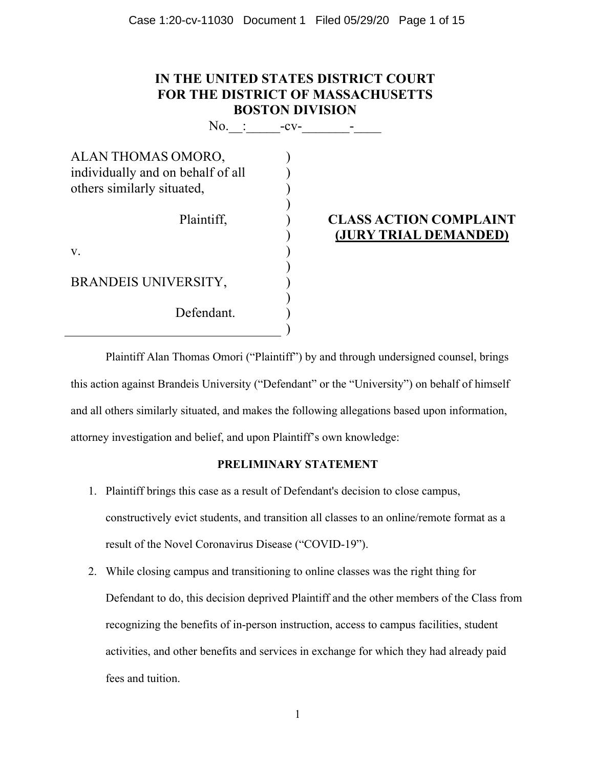# IN THE UNITED STATES DISTRICT COURT
# FOR THE DISTRICT OF MASSACHUSETTS
# BOSTON DIVISION

No.__:_____-cv-_______-____

| | |
|---|---|
| ALAN THOMAS OMORO, individually and on behalf of all others similarly situated,<br><br>Plaintiff,<br><br>v.<br><br>BRANDEIS UNIVERSITY,<br><br>Defendant. | **CLASS ACTION COMPLAINT**<br>**(JURY TRIAL DEMANDED)** |

Plaintiff Alan Thomas Omori ("Plaintiff") by and through undersigned counsel, brings this action against Brandeis University ("Defendant" or the "University") on behalf of himself and all others similarly situated, and makes the following allegations based upon information, attorney investigation and belief, and upon Plaintiff's own knowledge:

**PRELIMINARY STATEMENT**

1. Plaintiff brings this case as a result of Defendant's decision to close campus, constructively evict students, and transition all classes to an online/remote format as a result of the Novel Coronavirus Disease ("COVID-19").

2. While closing campus and transitioning to online classes was the right thing for Defendant to do, this decision deprived Plaintiff and the other members of the Class from recognizing the benefits of in-person instruction, access to campus facilities, student activities, and other benefits and services in exchange for which they had already paid fees and tuition.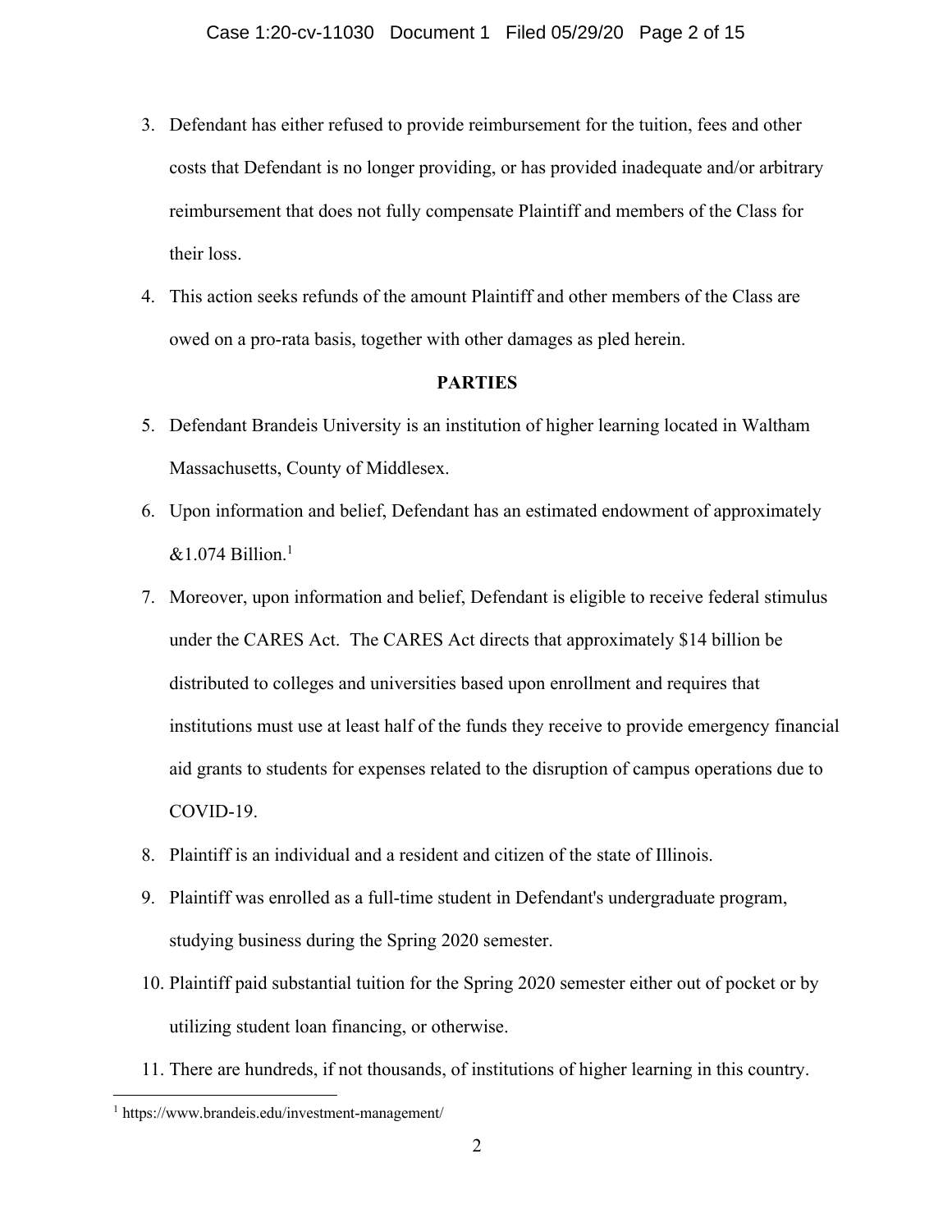3. Defendant has either refused to provide reimbursement for the tuition, fees and other costs that Defendant is no longer providing, or has provided inadequate and/or arbitrary reimbursement that does not fully compensate Plaintiff and members of the Class for their loss.

4. This action seeks refunds of the amount Plaintiff and other members of the Class are owed on a pro-rata basis, together with other damages as pled herein.

## PARTIES

5. Defendant Brandeis University is an institution of higher learning located in Waltham Massachusetts, County of Middlesex.

6. Upon information and belief, Defendant has an estimated endowment of approximately &1.074 Billion.[1]

7. Moreover, upon information and belief, Defendant is eligible to receive federal stimulus under the CARES Act. The CARES Act directs that approximately $14 billion be distributed to colleges and universities based upon enrollment and requires that institutions must use at least half of the funds they receive to provide emergency financial aid grants to students for expenses related to the disruption of campus operations due to COVID-19.

8. Plaintiff is an individual and a resident and citizen of the state of Illinois.

9. Plaintiff was enrolled as a full-time student in Defendant's undergraduate program, studying business during the Spring 2020 semester.

10. Plaintiff paid substantial tuition for the Spring 2020 semester either out of pocket or by utilizing student loan financing, or otherwise.

11. There are hundreds, if not thousands, of institutions of higher learning in this country.

---

[1] https://www.brandeis.edu/investment-management/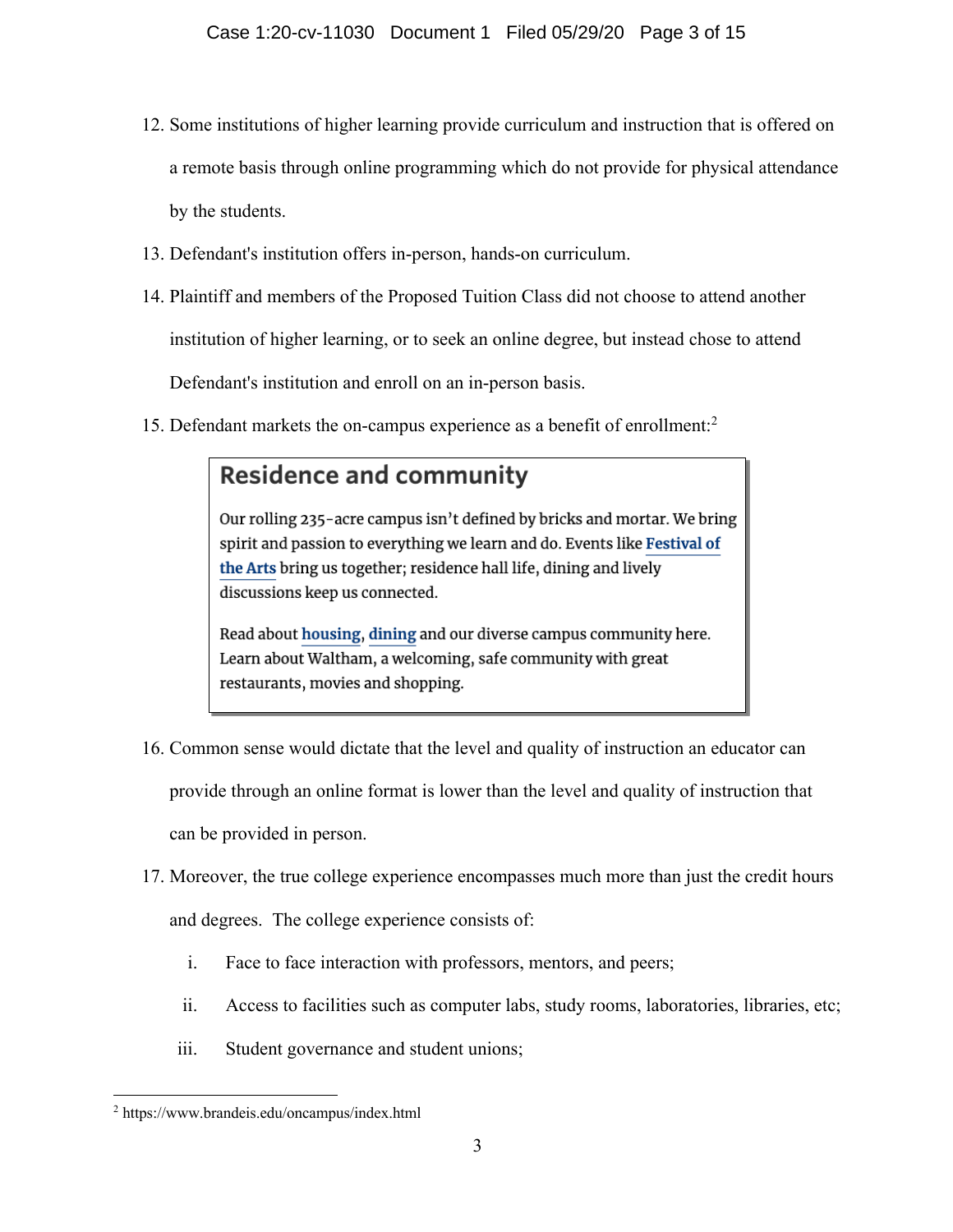12. Some institutions of higher learning provide curriculum and instruction that is offered on a remote basis through online programming which do not provide for physical attendance by the students.

13. Defendant's institution offers in-person, hands-on curriculum.

14. Plaintiff and members of the Proposed Tuition Class did not choose to attend another institution of higher learning, or to seek an online degree, but instead chose to attend Defendant's institution and enroll on an in-person basis.

15. Defendant markets the on-campus experience as a benefit of enrollment:[2]

> ## Residence and community
>
> Our rolling 235-acre campus isn't defined by bricks and mortar. We bring spirit and passion to everything we learn and do. Events like **Festival of the Arts** bring us together; residence hall life, dining and lively discussions keep us connected.
>
> Read about **housing**, **dining** and our diverse campus community here. Learn about Waltham, a welcoming, safe community with great restaurants, movies and shopping.

16. Common sense would dictate that the level and quality of instruction an educator can provide through an online format is lower than the level and quality of instruction that can be provided in person.

17. Moreover, the true college experience encompasses much more than just the credit hours and degrees. The college experience consists of:

    i. Face to face interaction with professors, mentors, and peers;

    ii. Access to facilities such as computer labs, study rooms, laboratories, libraries, etc;

    iii. Student governance and student unions;

---

[2] https://www.brandeis.edu/oncampus/index.html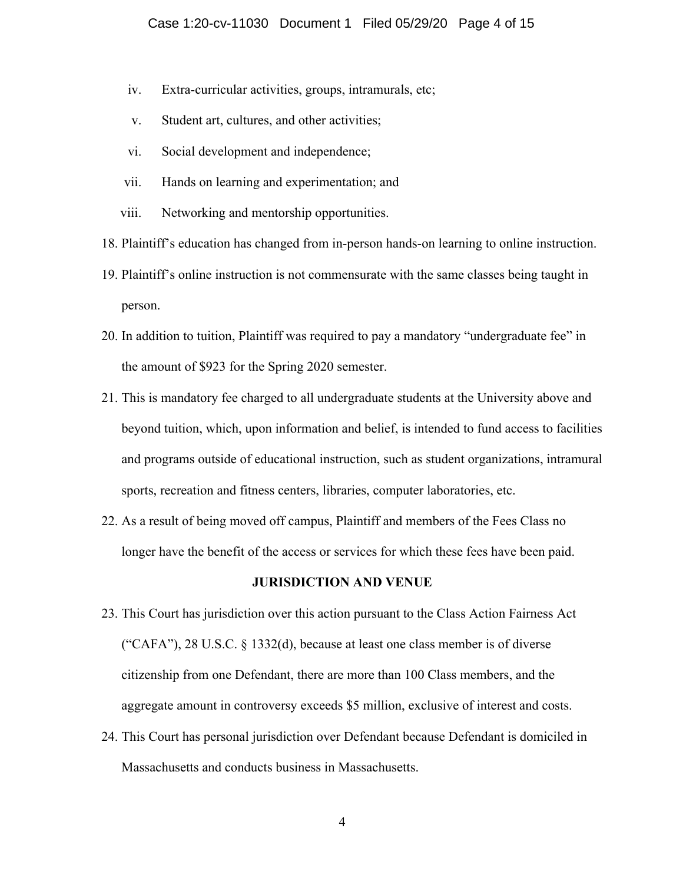iv. Extra-curricular activities, groups, intramurals, etc;

v. Student art, cultures, and other activities;

vi. Social development and independence;

vii. Hands on learning and experimentation; and

viii. Networking and mentorship opportunities.

18. Plaintiff's education has changed from in-person hands-on learning to online instruction.

19. Plaintiff's online instruction is not commensurate with the same classes being taught in person.

20. In addition to tuition, Plaintiff was required to pay a mandatory "undergraduate fee" in the amount of $923 for the Spring 2020 semester.

21. This is mandatory fee charged to all undergraduate students at the University above and beyond tuition, which, upon information and belief, is intended to fund access to facilities and programs outside of educational instruction, such as student organizations, intramural sports, recreation and fitness centers, libraries, computer laboratories, etc.

22. As a result of being moved off campus, Plaintiff and members of the Fees Class no longer have the benefit of the access or services for which these fees have been paid.

**JURISDICTION AND VENUE**

23. This Court has jurisdiction over this action pursuant to the Class Action Fairness Act ("CAFA"), 28 U.S.C. § 1332(d), because at least one class member is of diverse citizenship from one Defendant, there are more than 100 Class members, and the aggregate amount in controversy exceeds $5 million, exclusive of interest and costs.

24. This Court has personal jurisdiction over Defendant because Defendant is domiciled in Massachusetts and conducts business in Massachusetts.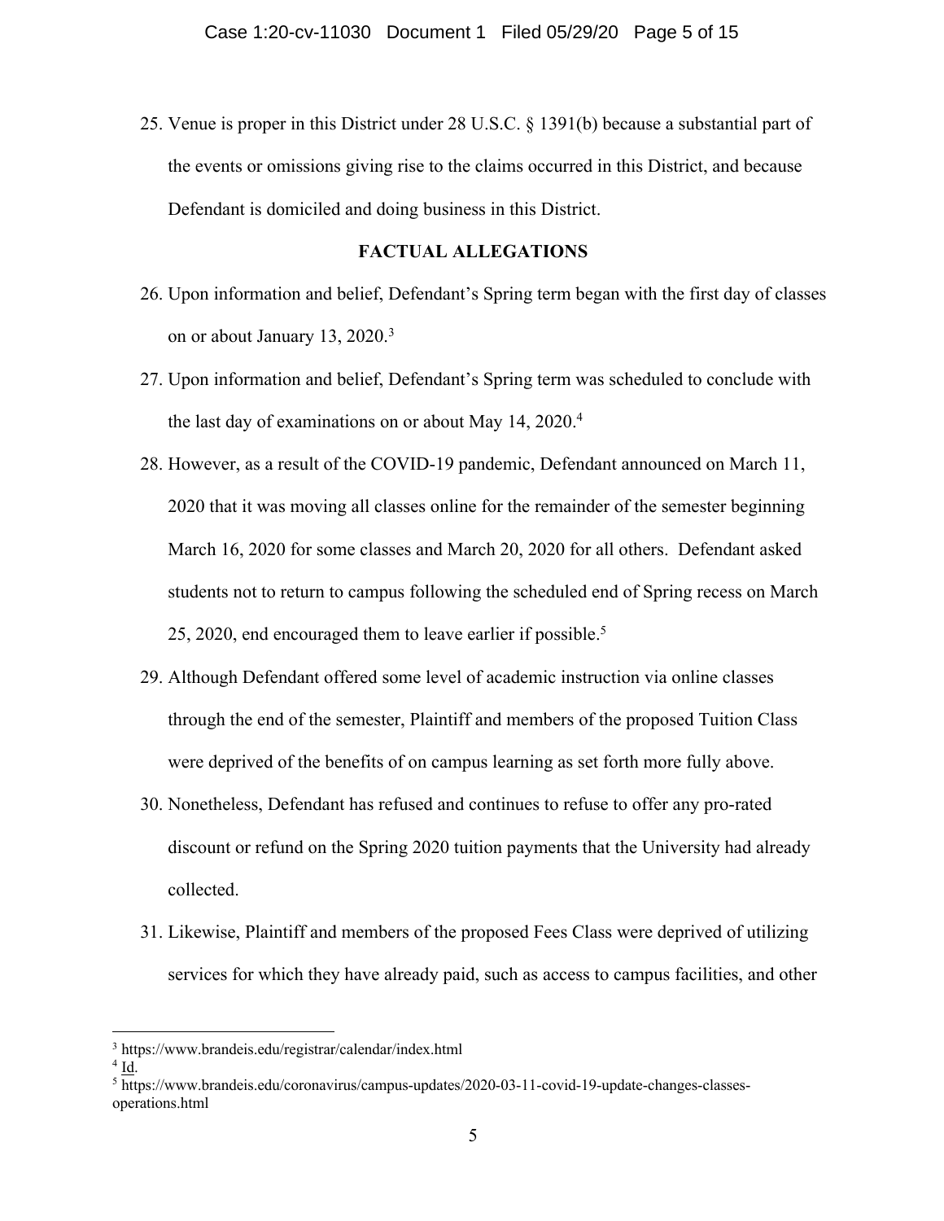25. Venue is proper in this District under 28 U.S.C. § 1391(b) because a substantial part of the events or omissions giving rise to the claims occurred in this District, and because Defendant is domiciled and doing business in this District.

## FACTUAL ALLEGATIONS

26. Upon information and belief, Defendant's Spring term began with the first day of classes on or about January 13, 2020.[3]

27. Upon information and belief, Defendant's Spring term was scheduled to conclude with the last day of examinations on or about May 14, 2020.[4]

28. However, as a result of the COVID-19 pandemic, Defendant announced on March 11, 2020 that it was moving all classes online for the remainder of the semester beginning March 16, 2020 for some classes and March 20, 2020 for all others. Defendant asked students not to return to campus following the scheduled end of Spring recess on March 25, 2020, end encouraged them to leave earlier if possible.[5]

29. Although Defendant offered some level of academic instruction via online classes through the end of the semester, Plaintiff and members of the proposed Tuition Class were deprived of the benefits of on campus learning as set forth more fully above.

30. Nonetheless, Defendant has refused and continues to refuse to offer any pro-rated discount or refund on the Spring 2020 tuition payments that the University had already collected.

31. Likewise, Plaintiff and members of the proposed Fees Class were deprived of utilizing services for which they have already paid, such as access to campus facilities, and other

---

[3] https://www.brandeis.edu/registrar/calendar/index.html

[4] Id.

[5] https://www.brandeis.edu/coronavirus/campus-updates/2020-03-11-covid-19-update-changes-classes-operations.html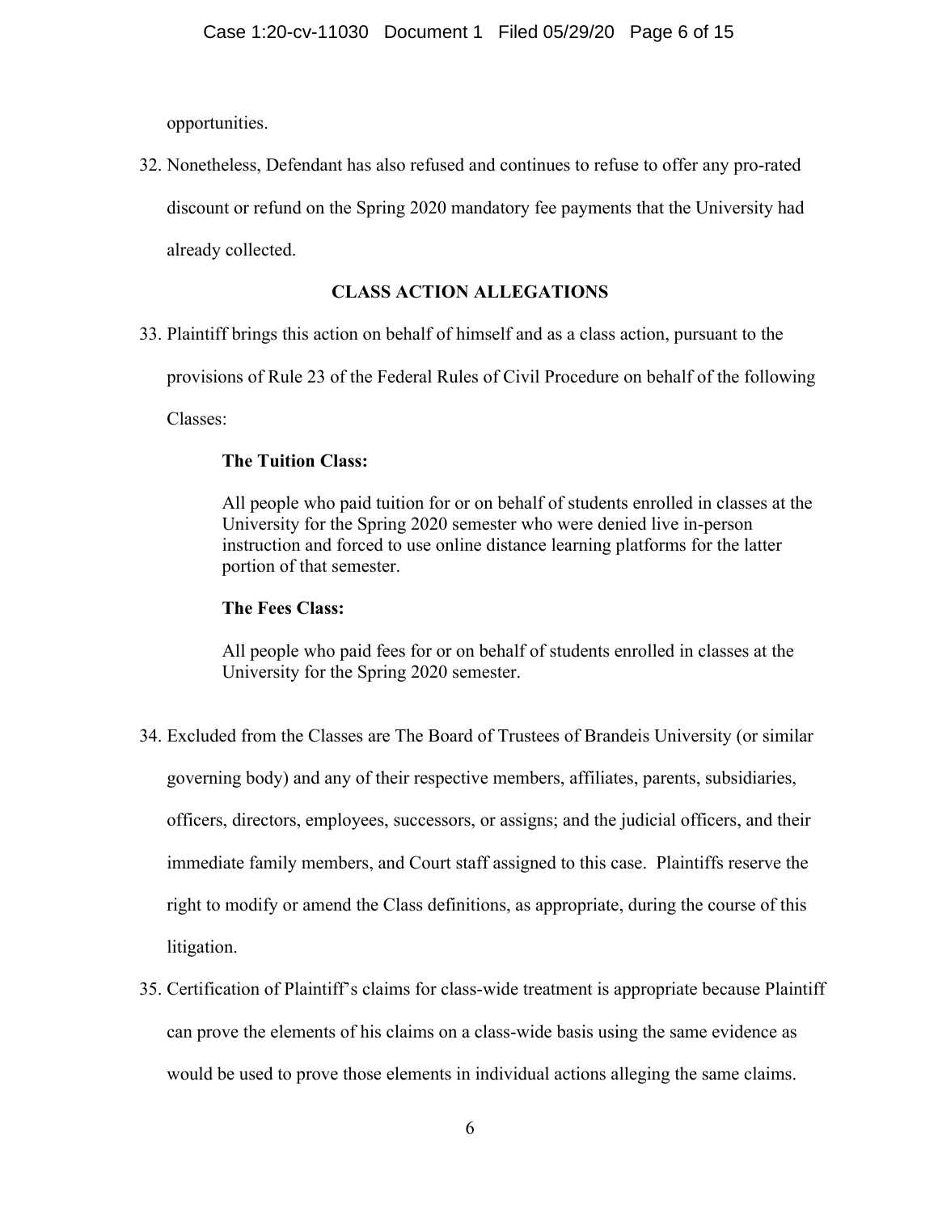opportunities.

32. Nonetheless, Defendant has also refused and continues to refuse to offer any pro-rated discount or refund on the Spring 2020 mandatory fee payments that the University had already collected.

## CLASS ACTION ALLEGATIONS

33. Plaintiff brings this action on behalf of himself and as a class action, pursuant to the provisions of Rule 23 of the Federal Rules of Civil Procedure on behalf of the following Classes:

    **The Tuition Class:**

    All people who paid tuition for or on behalf of students enrolled in classes at the University for the Spring 2020 semester who were denied live in-person instruction and forced to use online distance learning platforms for the latter portion of that semester.

    **The Fees Class:**

    All people who paid fees for or on behalf of students enrolled in classes at the University for the Spring 2020 semester.

34. Excluded from the Classes are The Board of Trustees of Brandeis University (or similar governing body) and any of their respective members, affiliates, parents, subsidiaries, officers, directors, employees, successors, or assigns; and the judicial officers, and their immediate family members, and Court staff assigned to this case. Plaintiffs reserve the right to modify or amend the Class definitions, as appropriate, during the course of this litigation.

35. Certification of Plaintiff's claims for class-wide treatment is appropriate because Plaintiff can prove the elements of his claims on a class-wide basis using the same evidence as would be used to prove those elements in individual actions alleging the same claims.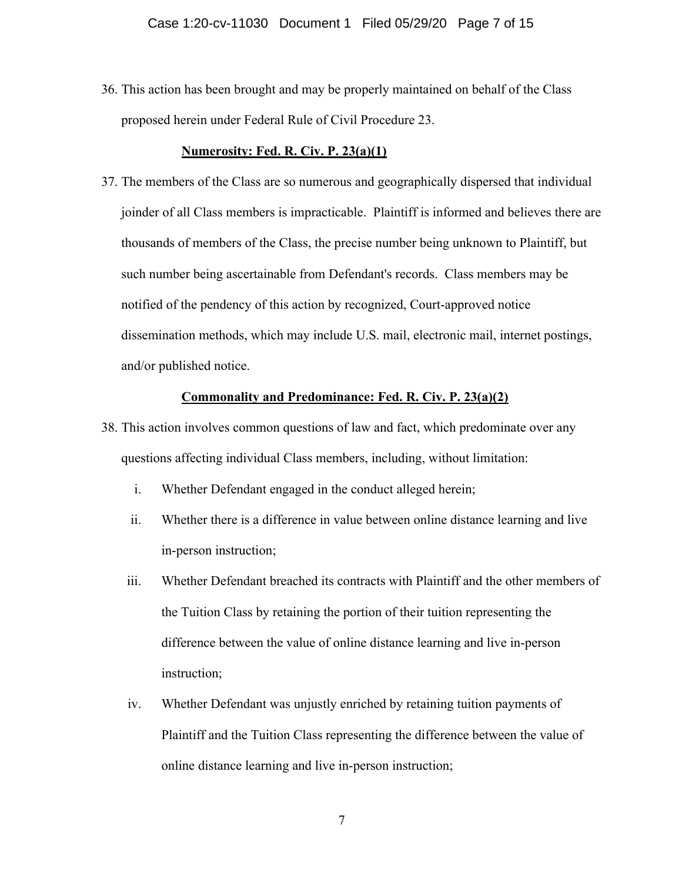36. This action has been brought and may be properly maintained on behalf of the Class proposed herein under Federal Rule of Civil Procedure 23.

**Numerosity: Fed. R. Civ. P. 23(a)(1)**

37. The members of the Class are so numerous and geographically dispersed that individual joinder of all Class members is impracticable. Plaintiff is informed and believes there are thousands of members of the Class, the precise number being unknown to Plaintiff, but such number being ascertainable from Defendant's records. Class members may be notified of the pendency of this action by recognized, Court-approved notice dissemination methods, which may include U.S. mail, electronic mail, internet postings, and/or published notice.

**Commonality and Predominance: Fed. R. Civ. P. 23(a)(2)**

38. This action involves common questions of law and fact, which predominate over any questions affecting individual Class members, including, without limitation:

    i. Whether Defendant engaged in the conduct alleged herein;

    ii. Whether there is a difference in value between online distance learning and live in-person instruction;

    iii. Whether Defendant breached its contracts with Plaintiff and the other members of the Tuition Class by retaining the portion of their tuition representing the difference between the value of online distance learning and live in-person instruction;

    iv. Whether Defendant was unjustly enriched by retaining tuition payments of Plaintiff and the Tuition Class representing the difference between the value of online distance learning and live in-person instruction;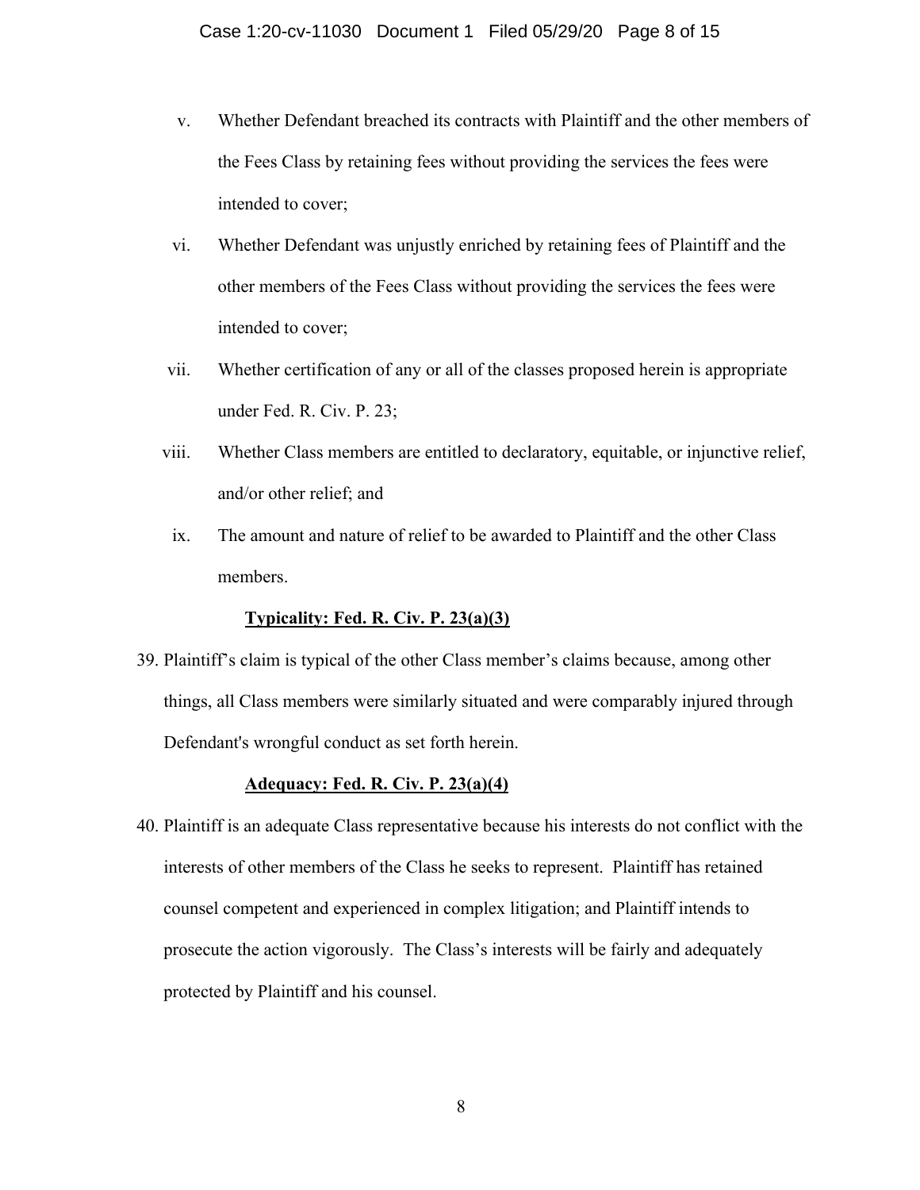v. Whether Defendant breached its contracts with Plaintiff and the other members of the Fees Class by retaining fees without providing the services the fees were intended to cover;

vi. Whether Defendant was unjustly enriched by retaining fees of Plaintiff and the other members of the Fees Class without providing the services the fees were intended to cover;

vii. Whether certification of any or all of the classes proposed herein is appropriate under Fed. R. Civ. P. 23;

viii. Whether Class members are entitled to declaratory, equitable, or injunctive relief, and/or other relief; and

ix. The amount and nature of relief to be awarded to Plaintiff and the other Class members.

**Typicality: Fed. R. Civ. P. 23(a)(3)**

39. Plaintiff's claim is typical of the other Class member's claims because, among other things, all Class members were similarly situated and were comparably injured through Defendant's wrongful conduct as set forth herein.

**Adequacy: Fed. R. Civ. P. 23(a)(4)**

40. Plaintiff is an adequate Class representative because his interests do not conflict with the interests of other members of the Class he seeks to represent. Plaintiff has retained counsel competent and experienced in complex litigation; and Plaintiff intends to prosecute the action vigorously. The Class's interests will be fairly and adequately protected by Plaintiff and his counsel.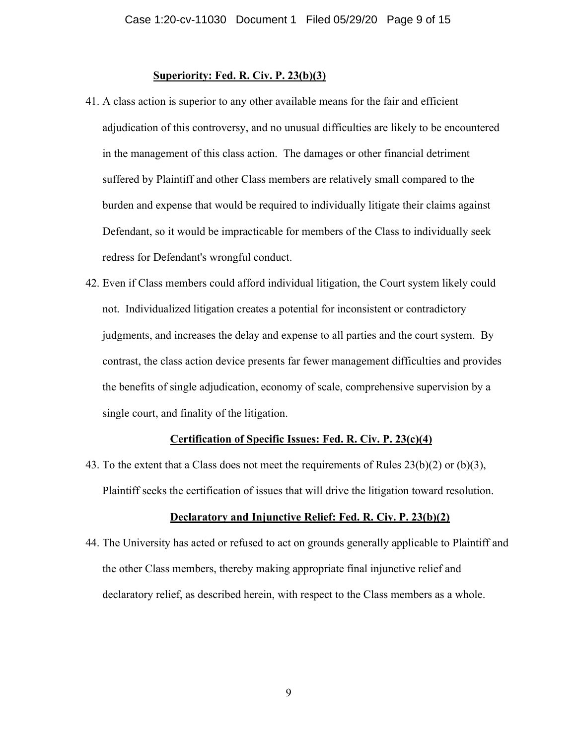**Superiority: Fed. R. Civ. P. 23(b)(3)**

41. A class action is superior to any other available means for the fair and efficient adjudication of this controversy, and no unusual difficulties are likely to be encountered in the management of this class action. The damages or other financial detriment suffered by Plaintiff and other Class members are relatively small compared to the burden and expense that would be required to individually litigate their claims against Defendant, so it would be impracticable for members of the Class to individually seek redress for Defendant's wrongful conduct.

42. Even if Class members could afford individual litigation, the Court system likely could not. Individualized litigation creates a potential for inconsistent or contradictory judgments, and increases the delay and expense to all parties and the court system. By contrast, the class action device presents far fewer management difficulties and provides the benefits of single adjudication, economy of scale, comprehensive supervision by a single court, and finality of the litigation.

**Certification of Specific Issues: Fed. R. Civ. P. 23(c)(4)**

43. To the extent that a Class does not meet the requirements of Rules 23(b)(2) or (b)(3), Plaintiff seeks the certification of issues that will drive the litigation toward resolution.

**Declaratory and Injunctive Relief: Fed. R. Civ. P. 23(b)(2)**

44. The University has acted or refused to act on grounds generally applicable to Plaintiff and the other Class members, thereby making appropriate final injunctive relief and declaratory relief, as described herein, with respect to the Class members as a whole.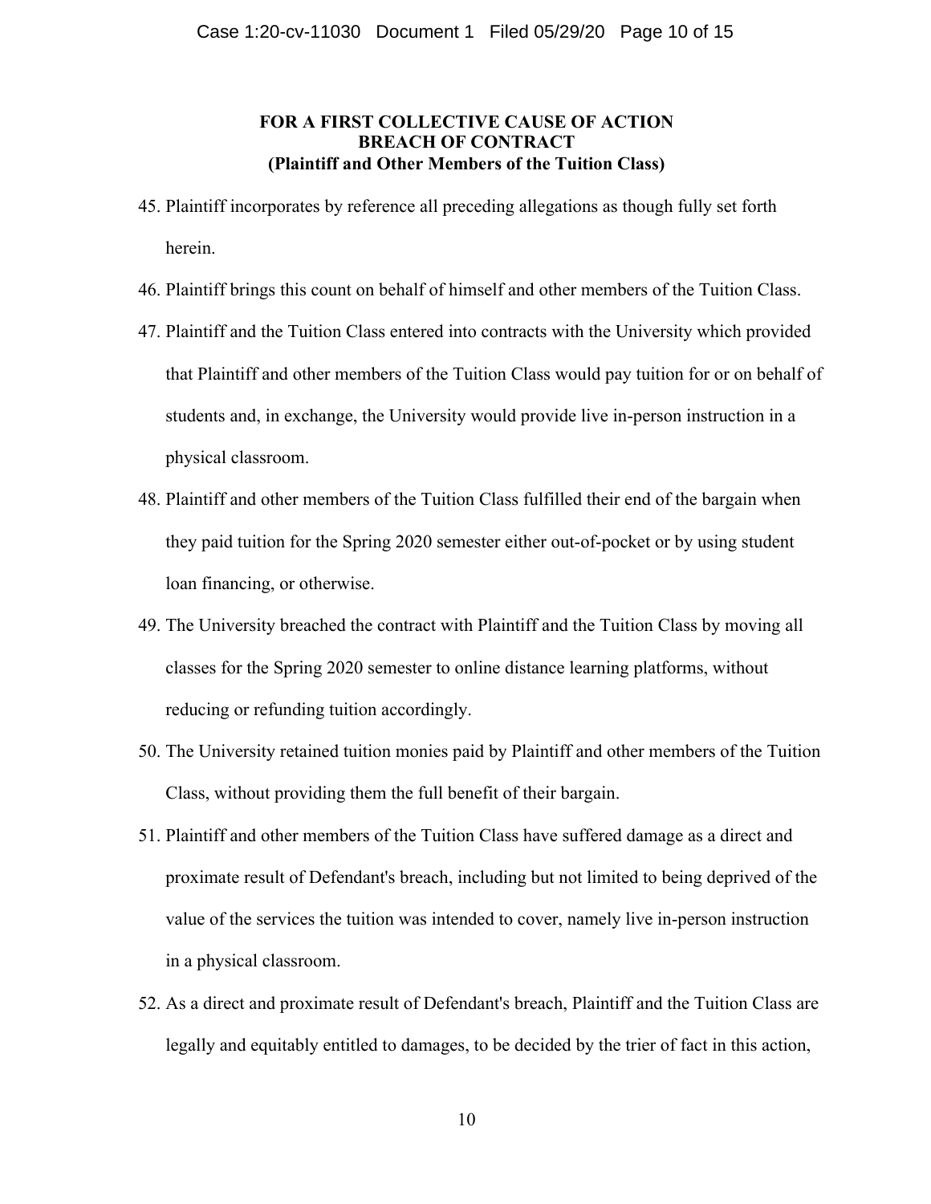**FOR A FIRST COLLECTIVE CAUSE OF ACTION**
**BREACH OF CONTRACT**
**(Plaintiff and Other Members of the Tuition Class)**

45. Plaintiff incorporates by reference all preceding allegations as though fully set forth herein.

46. Plaintiff brings this count on behalf of himself and other members of the Tuition Class.

47. Plaintiff and the Tuition Class entered into contracts with the University which provided that Plaintiff and other members of the Tuition Class would pay tuition for or on behalf of students and, in exchange, the University would provide live in-person instruction in a physical classroom.

48. Plaintiff and other members of the Tuition Class fulfilled their end of the bargain when they paid tuition for the Spring 2020 semester either out-of-pocket or by using student loan financing, or otherwise.

49. The University breached the contract with Plaintiff and the Tuition Class by moving all classes for the Spring 2020 semester to online distance learning platforms, without reducing or refunding tuition accordingly.

50. The University retained tuition monies paid by Plaintiff and other members of the Tuition Class, without providing them the full benefit of their bargain.

51. Plaintiff and other members of the Tuition Class have suffered damage as a direct and proximate result of Defendant's breach, including but not limited to being deprived of the value of the services the tuition was intended to cover, namely live in-person instruction in a physical classroom.

52. As a direct and proximate result of Defendant's breach, Plaintiff and the Tuition Class are legally and equitably entitled to damages, to be decided by the trier of fact in this action,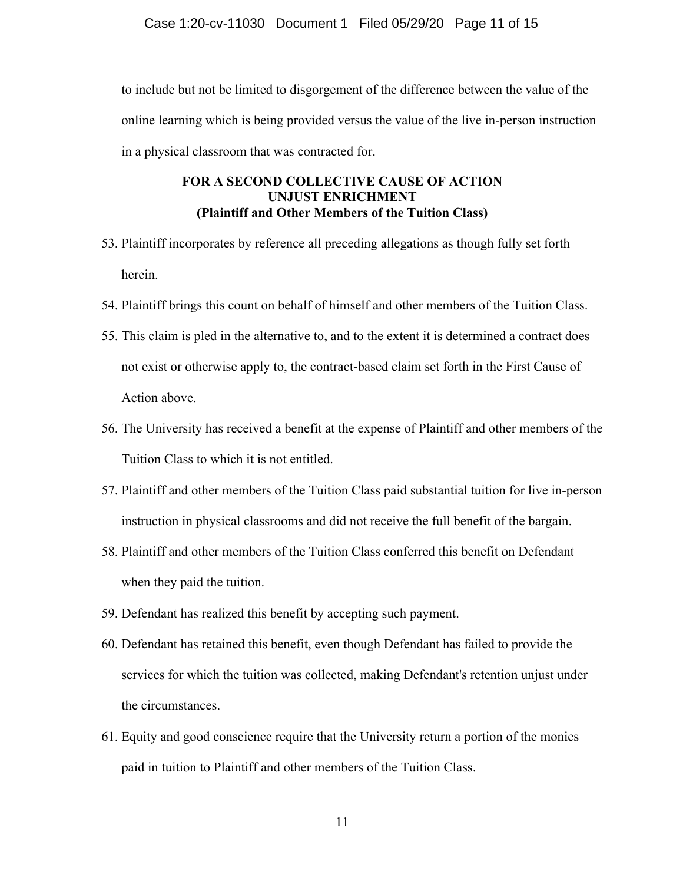to include but not be limited to disgorgement of the difference between the value of the online learning which is being provided versus the value of the live in-person instruction in a physical classroom that was contracted for.

**FOR A SECOND COLLECTIVE CAUSE OF ACTION**
**UNJUST ENRICHMENT**
**(Plaintiff and Other Members of the Tuition Class)**

53. Plaintiff incorporates by reference all preceding allegations as though fully set forth herein.

54. Plaintiff brings this count on behalf of himself and other members of the Tuition Class.

55. This claim is pled in the alternative to, and to the extent it is determined a contract does not exist or otherwise apply to, the contract-based claim set forth in the First Cause of Action above.

56. The University has received a benefit at the expense of Plaintiff and other members of the Tuition Class to which it is not entitled.

57. Plaintiff and other members of the Tuition Class paid substantial tuition for live in-person instruction in physical classrooms and did not receive the full benefit of the bargain.

58. Plaintiff and other members of the Tuition Class conferred this benefit on Defendant when they paid the tuition.

59. Defendant has realized this benefit by accepting such payment.

60. Defendant has retained this benefit, even though Defendant has failed to provide the services for which the tuition was collected, making Defendant's retention unjust under the circumstances.

61. Equity and good conscience require that the University return a portion of the monies paid in tuition to Plaintiff and other members of the Tuition Class.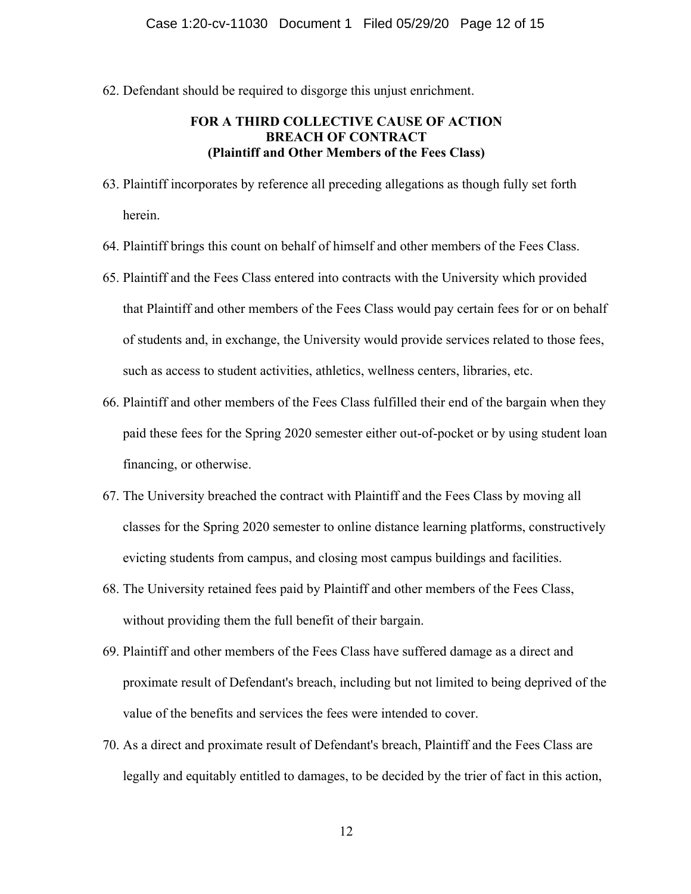62. Defendant should be required to disgorge this unjust enrichment.

**FOR A THIRD COLLECTIVE CAUSE OF ACTION**
**BREACH OF CONTRACT**
**(Plaintiff and Other Members of the Fees Class)**

63. Plaintiff incorporates by reference all preceding allegations as though fully set forth herein.

64. Plaintiff brings this count on behalf of himself and other members of the Fees Class.

65. Plaintiff and the Fees Class entered into contracts with the University which provided that Plaintiff and other members of the Fees Class would pay certain fees for or on behalf of students and, in exchange, the University would provide services related to those fees, such as access to student activities, athletics, wellness centers, libraries, etc.

66. Plaintiff and other members of the Fees Class fulfilled their end of the bargain when they paid these fees for the Spring 2020 semester either out-of-pocket or by using student loan financing, or otherwise.

67. The University breached the contract with Plaintiff and the Fees Class by moving all classes for the Spring 2020 semester to online distance learning platforms, constructively evicting students from campus, and closing most campus buildings and facilities.

68. The University retained fees paid by Plaintiff and other members of the Fees Class, without providing them the full benefit of their bargain.

69. Plaintiff and other members of the Fees Class have suffered damage as a direct and proximate result of Defendant's breach, including but not limited to being deprived of the value of the benefits and services the fees were intended to cover.

70. As a direct and proximate result of Defendant's breach, Plaintiff and the Fees Class are legally and equitably entitled to damages, to be decided by the trier of fact in this action,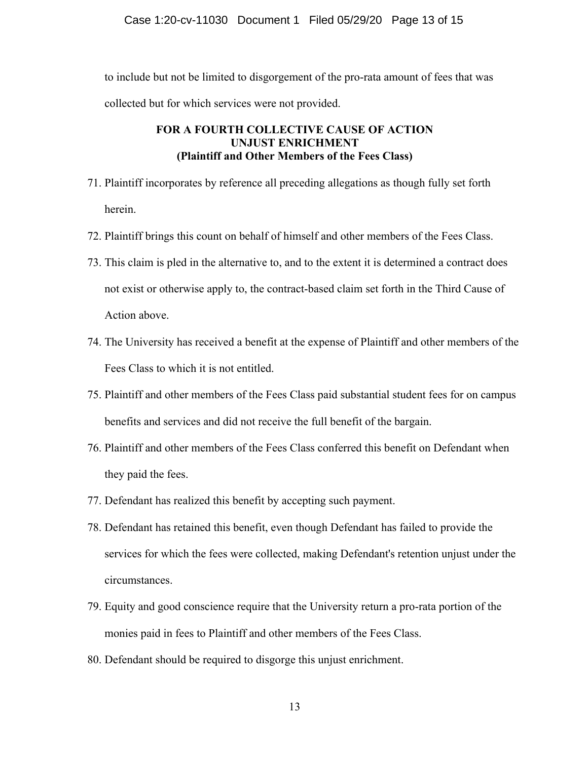to include but not be limited to disgorgement of the pro-rata amount of fees that was collected but for which services were not provided.

**FOR A FOURTH COLLECTIVE CAUSE OF ACTION**
**UNJUST ENRICHMENT**
**(Plaintiff and Other Members of the Fees Class)**

71. Plaintiff incorporates by reference all preceding allegations as though fully set forth herein.

72. Plaintiff brings this count on behalf of himself and other members of the Fees Class.

73. This claim is pled in the alternative to, and to the extent it is determined a contract does not exist or otherwise apply to, the contract-based claim set forth in the Third Cause of Action above.

74. The University has received a benefit at the expense of Plaintiff and other members of the Fees Class to which it is not entitled.

75. Plaintiff and other members of the Fees Class paid substantial student fees for on campus benefits and services and did not receive the full benefit of the bargain.

76. Plaintiff and other members of the Fees Class conferred this benefit on Defendant when they paid the fees.

77. Defendant has realized this benefit by accepting such payment.

78. Defendant has retained this benefit, even though Defendant has failed to provide the services for which the fees were collected, making Defendant's retention unjust under the circumstances.

79. Equity and good conscience require that the University return a pro-rata portion of the monies paid in fees to Plaintiff and other members of the Fees Class.

80. Defendant should be required to disgorge this unjust enrichment.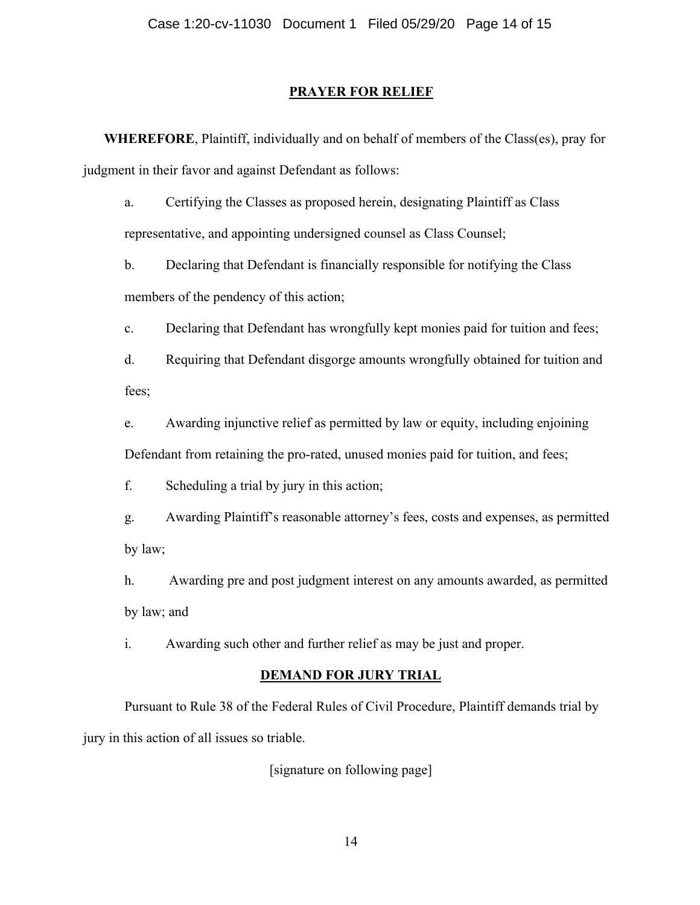## PRAYER FOR RELIEF

**WHEREFORE**, Plaintiff, individually and on behalf of members of the Class(es), pray for judgment in their favor and against Defendant as follows:

a. Certifying the Classes as proposed herein, designating Plaintiff as Class representative, and appointing undersigned counsel as Class Counsel;

b. Declaring that Defendant is financially responsible for notifying the Class members of the pendency of this action;

c. Declaring that Defendant has wrongfully kept monies paid for tuition and fees;

d. Requiring that Defendant disgorge amounts wrongfully obtained for tuition and fees;

e. Awarding injunctive relief as permitted by law or equity, including enjoining Defendant from retaining the pro-rated, unused monies paid for tuition, and fees;

f. Scheduling a trial by jury in this action;

g. Awarding Plaintiff's reasonable attorney's fees, costs and expenses, as permitted by law;

h. Awarding pre and post judgment interest on any amounts awarded, as permitted by law; and

i. Awarding such other and further relief as may be just and proper.

## DEMAND FOR JURY TRIAL

Pursuant to Rule 38 of the Federal Rules of Civil Procedure, Plaintiff demands trial by jury in this action of all issues so triable.

[signature on following page]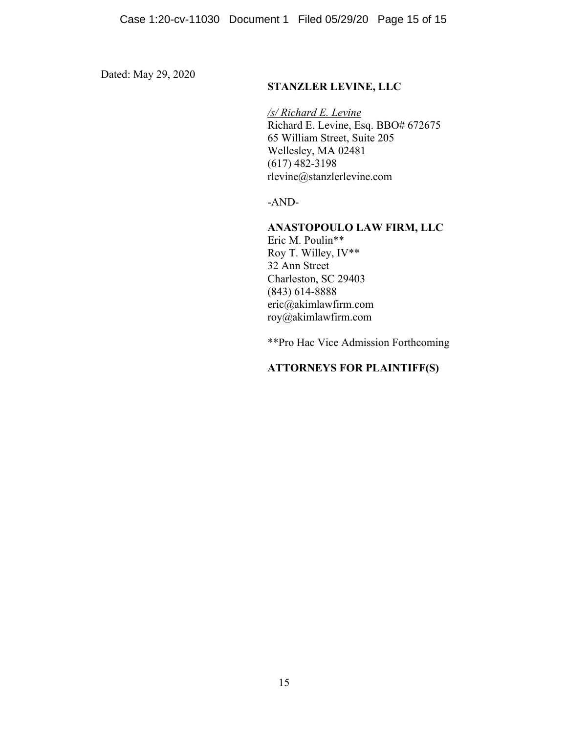Dated: May 29, 2020

**STANZLER LEVINE, LLC**

*/s/ Richard E. Levine*
Richard E. Levine, Esq. BBO# 672675
65 William Street, Suite 205
Wellesley, MA 02481
(617) 482-3198
rlevine@stanzlerlevine.com

-AND-

**ANASTOPOULO LAW FIRM, LLC**
Eric M. Poulin**
Roy T. Willey, IV**
32 Ann Street
Charleston, SC 29403
(843) 614-8888
eric@akimlawfirm.com
roy@akimlawfirm.com

**Pro Hac Vice Admission Forthcoming

**ATTORNEYS FOR PLAINTIFF(S)**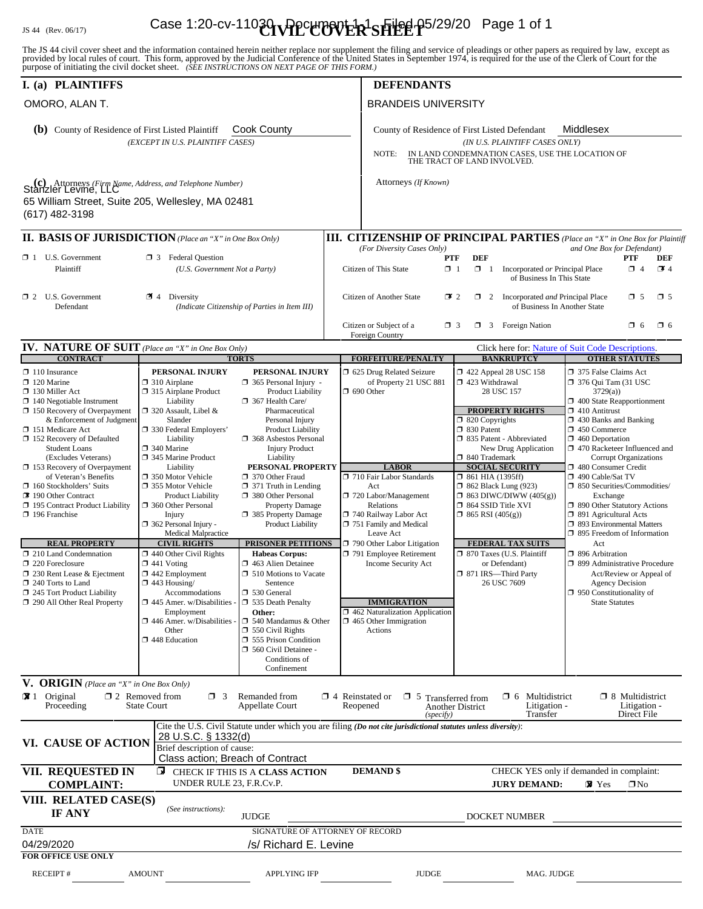JS 44 (Rev. 06/17)

# CIVIL COVER SHEET

The JS 44 civil cover sheet and the information contained herein neither replace nor supplement the filing and service of pleadings or other papers as required by law, except as provided by local rules of court. This form, approved by the Judicial Conference of the United States in September 1974, is required for the use of the Clerk of Court for the purpose of initiating the civil docket sheet. *(SEE INSTRUCTIONS ON NEXT PAGE OF THIS FORM.)*

## I. (a) PLAINTIFFS

OMORO, ALAN T.

**(b)** County of Residence of First Listed Plaintiff: Cook County
*(EXCEPT IN U.S. PLAINTIFF CASES)*

**(c)** Attorneys *(Firm Name, Address, and Telephone Number)*
Stanzler Levine, LLC
65 William Street, Suite 205, Wellesley, MA 02481
(617) 482-3198

## DEFENDANTS

BRANDEIS UNIVERSITY

County of Residence of First Listed Defendant: Middlesex
*(IN U.S. PLAINTIFF CASES ONLY)*

NOTE: IN LAND CONDEMNATION CASES, USE THE LOCATION OF THE TRACT OF LAND INVOLVED.

Attorneys *(If Known)*

## II. BASIS OF JURISDICTION *(Place an "X" in One Box Only)*

- ☐ 1 U.S. Government Plaintiff
- ☐ 3 Federal Question *(U.S. Government Not a Party)*
- ☐ 2 U.S. Government Defendant
- ☒ 4 Diversity *(Indicate Citizenship of Parties in Item III)*

## III. CITIZENSHIP OF PRINCIPAL PARTIES *(Place an "X" in One Box for Plaintiff and One Box for Defendant)* *(For Diversity Cases Only)*

| | PTF | DEF | | PTF | DEF |
|---|---|---|---|---|---|
| Citizen of This State | ☐ 1 | ☐ 1 | Incorporated *or* Principal Place of Business In This State | ☐ 4 | ☒ 4 |
| Citizen of Another State | ☒ 2 | ☐ 2 | Incorporated *and* Principal Place of Business In Another State | ☐ 5 | ☐ 5 |
| Citizen or Subject of a Foreign Country | ☐ 3 | ☐ 3 | Foreign Nation | ☐ 6 | ☐ 6 |

## IV. NATURE OF SUIT *(Place an "X" in One Box Only)*

Click here for: Nature of Suit Code Descriptions.

**CONTRACT**
- ☐ 110 Insurance
- ☐ 120 Marine
- ☐ 130 Miller Act
- ☐ 140 Negotiable Instrument
- ☐ 150 Recovery of Overpayment & Enforcement of Judgment
- ☐ 151 Medicare Act
- ☐ 152 Recovery of Defaulted Student Loans (Excludes Veterans)
- ☐ 153 Recovery of Overpayment of Veteran's Benefits
- ☐ 160 Stockholders' Suits
- ☒ 190 Other Contract
- ☐ 195 Contract Product Liability
- ☐ 196 Franchise

**REAL PROPERTY**
- ☐ 210 Land Condemnation
- ☐ 220 Foreclosure
- ☐ 230 Rent Lease & Ejectment
- ☐ 240 Torts to Land
- ☐ 245 Tort Product Liability
- ☐ 290 All Other Real Property

**TORTS — PERSONAL INJURY**
- ☐ 310 Airplane
- ☐ 315 Airplane Product Liability
- ☐ 320 Assault, Libel & Slander
- ☐ 330 Federal Employers' Liability
- ☐ 340 Marine
- ☐ 345 Marine Product Liability
- ☐ 350 Motor Vehicle
- ☐ 355 Motor Vehicle Product Liability
- ☐ 360 Other Personal Injury
- ☐ 362 Personal Injury - Medical Malpractice

**TORTS — PERSONAL INJURY**
- ☐ 365 Personal Injury - Product Liability
- ☐ 367 Health Care/ Pharmaceutical Personal Injury Product Liability
- ☐ 368 Asbestos Personal Injury Product Liability

**PERSONAL PROPERTY**
- ☐ 370 Other Fraud
- ☐ 371 Truth in Lending
- ☐ 380 Other Personal Property Damage
- ☐ 385 Property Damage Product Liability

**CIVIL RIGHTS**
- ☐ 440 Other Civil Rights
- ☐ 441 Voting
- ☐ 442 Employment
- ☐ 443 Housing/ Accommodations
- ☐ 445 Amer. w/Disabilities - Employment
- ☐ 446 Amer. w/Disabilities - Other
- ☐ 448 Education

**PRISONER PETITIONS**
Habeas Corpus:
- ☐ 463 Alien Detainee
- ☐ 510 Motions to Vacate Sentence
- ☐ 530 General
- ☐ 535 Death Penalty

Other:
- ☐ 540 Mandamus & Other
- ☐ 550 Civil Rights
- ☐ 555 Prison Condition
- ☐ 560 Civil Detainee - Conditions of Confinement

**FORFEITURE/PENALTY**
- ☐ 625 Drug Related Seizure of Property 21 USC 881
- ☐ 690 Other

**LABOR**
- ☐ 710 Fair Labor Standards Act
- ☐ 720 Labor/Management Relations
- ☐ 740 Railway Labor Act
- ☐ 751 Family and Medical Leave Act
- ☐ 790 Other Labor Litigation
- ☐ 791 Employee Retirement Income Security Act

**IMMIGRATION**
- ☐ 462 Naturalization Application
- ☐ 465 Other Immigration Actions

**BANKRUPTCY**
- ☐ 422 Appeal 28 USC 158
- ☐ 423 Withdrawal 28 USC 157

**PROPERTY RIGHTS**
- ☐ 820 Copyrights
- ☐ 830 Patent
- ☐ 835 Patent - Abbreviated New Drug Application
- ☐ 840 Trademark

**SOCIAL SECURITY**
- ☐ 861 HIA (1395ff)
- ☐ 862 Black Lung (923)
- ☐ 863 DIWC/DIWW (405(g))
- ☐ 864 SSID Title XVI
- ☐ 865 RSI (405(g))

**FEDERAL TAX SUITS**
- ☐ 870 Taxes (U.S. Plaintiff or Defendant)
- ☐ 871 IRS—Third Party 26 USC 7609

**OTHER STATUTES**
- ☐ 375 False Claims Act
- ☐ 376 Qui Tam (31 USC 3729(a))
- ☐ 400 State Reapportionment
- ☐ 410 Antitrust
- ☐ 430 Banks and Banking
- ☐ 450 Commerce
- ☐ 460 Deportation
- ☐ 470 Racketeer Influenced and Corrupt Organizations
- ☐ 480 Consumer Credit
- ☐ 490 Cable/Sat TV
- ☐ 850 Securities/Commodities/ Exchange
- ☐ 890 Other Statutory Actions
- ☐ 891 Agricultural Acts
- ☐ 893 Environmental Matters
- ☐ 895 Freedom of Information Act
- ☐ 896 Arbitration
- ☐ 899 Administrative Procedure Act/Review or Appeal of Agency Decision
- ☐ 950 Constitutionality of State Statutes

## V. ORIGIN *(Place an "X" in One Box Only)*

- ☒ 1 Original Proceeding
- ☐ 2 Removed from State Court
- ☐ 3 Remanded from Appellate Court
- ☐ 4 Reinstated or Reopened
- ☐ 5 Transferred from Another District *(specify)*
- ☐ 6 Multidistrict Litigation - Transfer
- ☐ 8 Multidistrict Litigation - Direct File

## VI. CAUSE OF ACTION

Cite the U.S. Civil Statute under which you are filing *(Do not cite jurisdictional statutes unless diversity)*:
28 U.S.C. § 1332(d)

Brief description of cause:
Class action; Breach of Contract

## VII. REQUESTED IN COMPLAINT:

☒ CHECK IF THIS IS A **CLASS ACTION** UNDER RULE 23, F.R.Cv.P.

**DEMAND $**

CHECK YES only if demanded in complaint:
**JURY DEMAND:** ☒ Yes ☐ No

## VIII. RELATED CASE(S) IF ANY

*(See instructions):* JUDGE ________ DOCKET NUMBER ________

DATE: 04/29/2020

SIGNATURE OF ATTORNEY OF RECORD: /s/ Richard E. Levine

**FOR OFFICE USE ONLY**

RECEIPT # ________ AMOUNT ________ APPLYING IFP ________ JUDGE ________ MAG. JUDGE ________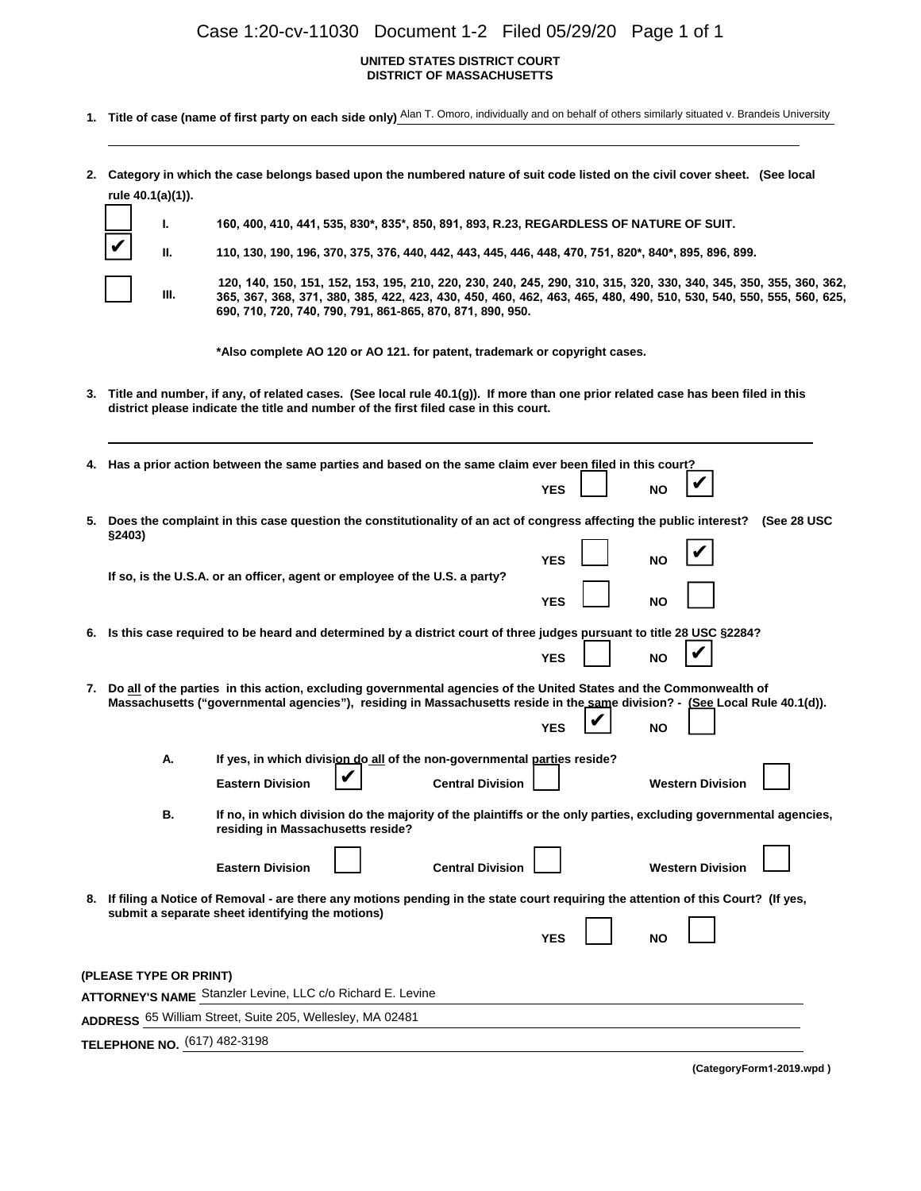**UNITED STATES DISTRICT COURT**
**DISTRICT OF MASSACHUSETTS**

1. **Title of case (name of first party on each side only)** Alan T. Omoro, individually and on behalf of others similarly situated v. Brandeis University

2. **Category in which the case belongs based upon the numbered nature of suit code listed on the civil cover sheet. (See local rule 40.1(a)(1)).**

   - [ ] **I.** **160, 400, 410, 441, 535, 830\*, 835\*, 850, 891, 893, R.23, REGARDLESS OF NATURE OF SUIT.**
   - [x] **II.** **110, 130, 190, 196, 370, 375, 376, 440, 442, 443, 445, 446, 448, 470, 751, 820\*, 840\*, 895, 896, 899.**
   - [ ] **III.** **120, 140, 150, 151, 152, 153, 195, 210, 220, 230, 240, 245, 290, 310, 315, 320, 330, 340, 345, 350, 355, 360, 362, 365, 367, 368, 371, 380, 385, 422, 423, 430, 450, 460, 462, 463, 465, 480, 490, 510, 530, 540, 550, 555, 560, 625, 690, 710, 720, 740, 790, 791, 861-865, 870, 871, 890, 950.**

   **\*Also complete AO 120 or AO 121. for patent, trademark or copyright cases.**

3. **Title and number, if any, of related cases. (See local rule 40.1(g)). If more than one prior related case has been filed in this district please indicate the title and number of the first filed case in this court.**

4. **Has a prior action between the same parties and based on the same claim ever been filed in this court?**

   YES [ ] NO [x]

5. **Does the complaint in this case question the constitutionality of an act of congress affecting the public interest? (See 28 USC §2403)**

   YES [ ] NO [x]

   **If so, is the U.S.A. or an officer, agent or employee of the U.S. a party?**

   YES [ ] NO [ ]

6. **Is this case required to be heard and determined by a district court of three judges pursuant to title 28 USC §2284?**

   YES [ ] NO [x]

7. **Do all of the parties in this action, excluding governmental agencies of the United States and the Commonwealth of Massachusetts ("governmental agencies"), residing in Massachusetts reside in the same division? - (See Local Rule 40.1(d)).**

   YES [x] NO [ ]

   **A.** **If yes, in which division do all of the non-governmental parties reside?**

   Eastern Division [x] Central Division [ ] Western Division [ ]

   **B.** **If no, in which division do the majority of the plaintiffs or the only parties, excluding governmental agencies, residing in Massachusetts reside?**

   Eastern Division [ ] Central Division [ ] Western Division [ ]

8. **If filing a Notice of Removal - are there any motions pending in the state court requiring the attention of this Court? (If yes, submit a separate sheet identifying the motions)**

   YES [ ] NO [ ]

**(PLEASE TYPE OR PRINT)**

**ATTORNEY'S NAME** Stanzler Levine, LLC c/o Richard E. Levine

**ADDRESS** 65 William Street, Suite 205, Wellesley, MA 02481

**TELEPHONE NO.** (617) 482-3198

**(CategoryForm1-2019.wpd )**